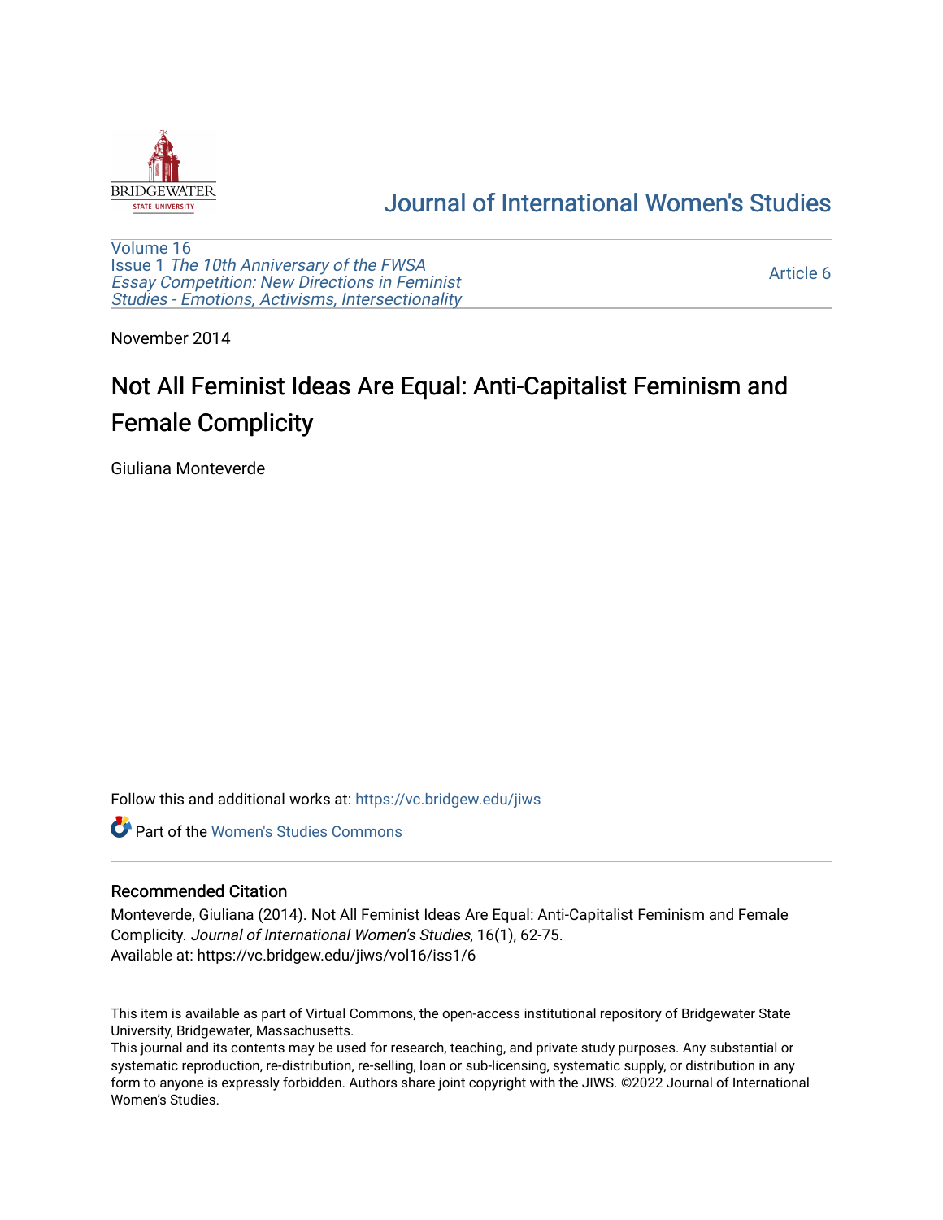Journal of International Women's Studies

Volume 16
Issue 1 *The 10th Anniversary of the FWSA Essay Competition: New Directions in Feminist Studies - Emotions, Activisms, Intersectionality*

Article 6

November 2014

# Not All Feminist Ideas Are Equal: Anti-Capitalist Feminism and Female Complicity

Giuliana Monteverde

Follow this and additional works at: https://vc.bridgew.edu/jiws

Part of the Women's Studies Commons

## Recommended Citation

Monteverde, Giuliana (2014). Not All Feminist Ideas Are Equal: Anti-Capitalist Feminism and Female Complicity. *Journal of International Women's Studies*, 16(1), 62-75.
Available at: https://vc.bridgew.edu/jiws/vol16/iss1/6

This item is available as part of Virtual Commons, the open-access institutional repository of Bridgewater State University, Bridgewater, Massachusetts.
This journal and its contents may be used for research, teaching, and private study purposes. Any substantial or systematic reproduction, re-distribution, re-selling, loan or sub-licensing, systematic supply, or distribution in any form to anyone is expressly forbidden. Authors share joint copyright with the JIWS. ©2022 Journal of International Women's Studies.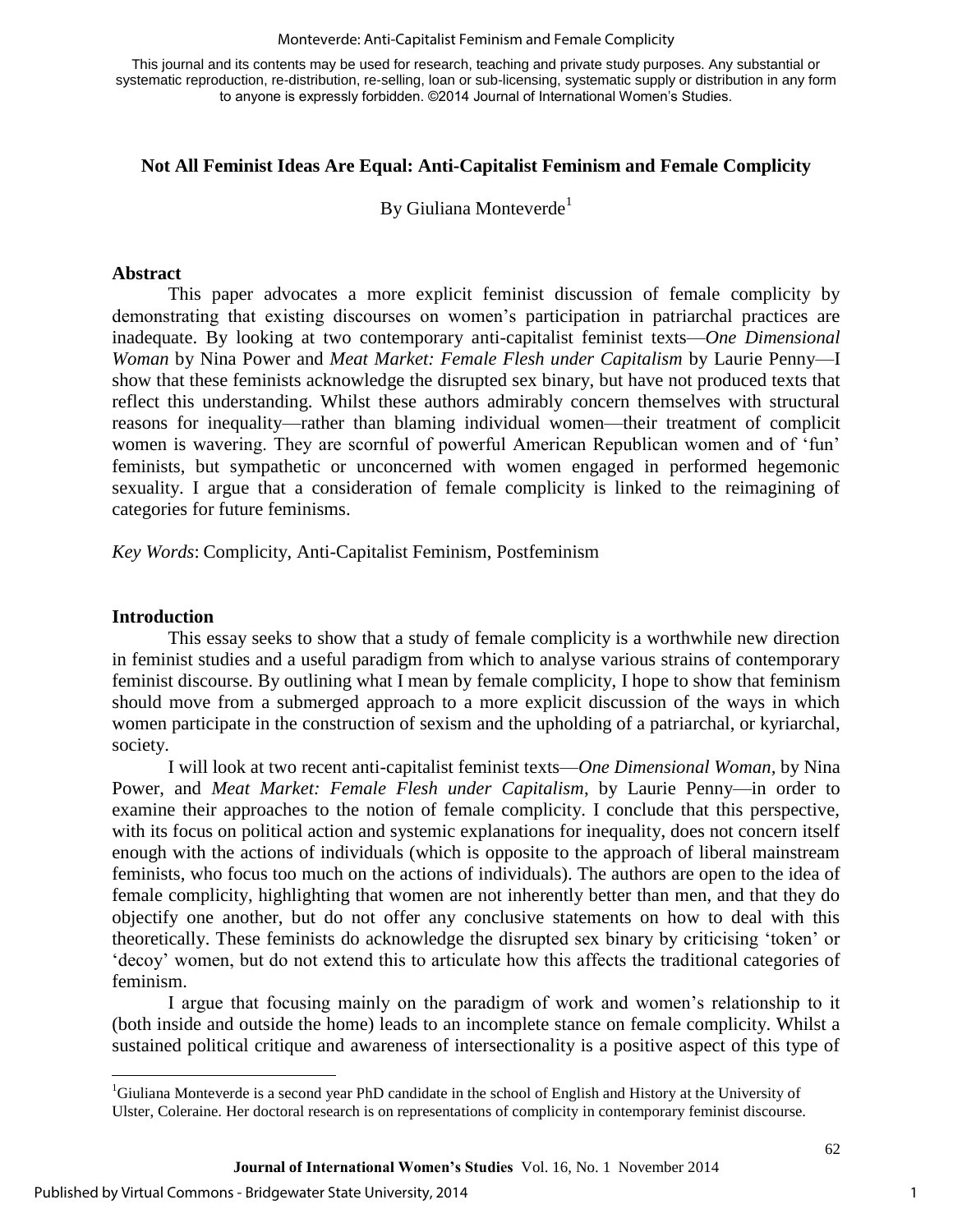This journal and its contents may be used for research, teaching and private study purposes. Any substantial or systematic reproduction, re-distribution, re-selling, loan or sub-licensing, systematic supply or distribution in any form to anyone is expressly forbidden. ©2014 Journal of International Women's Studies.

## Not All Feminist Ideas Are Equal: Anti-Capitalist Feminism and Female Complicity

By Giuliana Monteverde[1]

### Abstract

This paper advocates a more explicit feminist discussion of female complicity by demonstrating that existing discourses on women's participation in patriarchal practices are inadequate. By looking at two contemporary anti-capitalist feminist texts—*One Dimensional Woman* by Nina Power and *Meat Market: Female Flesh under Capitalism* by Laurie Penny—I show that these feminists acknowledge the disrupted sex binary, but have not produced texts that reflect this understanding. Whilst these authors admirably concern themselves with structural reasons for inequality—rather than blaming individual women—their treatment of complicit women is wavering. They are scornful of powerful American Republican women and of 'fun' feminists, but sympathetic or unconcerned with women engaged in performed hegemonic sexuality. I argue that a consideration of female complicity is linked to the reimagining of categories for future feminisms.

*Key Words*: Complicity, Anti-Capitalist Feminism, Postfeminism

### Introduction

This essay seeks to show that a study of female complicity is a worthwhile new direction in feminist studies and a useful paradigm from which to analyse various strains of contemporary feminist discourse. By outlining what I mean by female complicity, I hope to show that feminism should move from a submerged approach to a more explicit discussion of the ways in which women participate in the construction of sexism and the upholding of a patriarchal, or kyriarchal, society.

I will look at two recent anti-capitalist feminist texts—*One Dimensional Woman*, by Nina Power, and *Meat Market: Female Flesh under Capitalism*, by Laurie Penny—in order to examine their approaches to the notion of female complicity. I conclude that this perspective, with its focus on political action and systemic explanations for inequality, does not concern itself enough with the actions of individuals (which is opposite to the approach of liberal mainstream feminists, who focus too much on the actions of individuals). The authors are open to the idea of female complicity, highlighting that women are not inherently better than men, and that they do objectify one another, but do not offer any conclusive statements on how to deal with this theoretically. These feminists do acknowledge the disrupted sex binary by criticising 'token' or 'decoy' women, but do not extend this to articulate how this affects the traditional categories of feminism.

I argue that focusing mainly on the paradigm of work and women's relationship to it (both inside and outside the home) leads to an incomplete stance on female complicity. Whilst a sustained political critique and awareness of intersectionality is a positive aspect of this type of

[1]Giuliana Monteverde is a second year PhD candidate in the school of English and History at the University of Ulster, Coleraine. Her doctoral research is on representations of complicity in contemporary feminist discourse.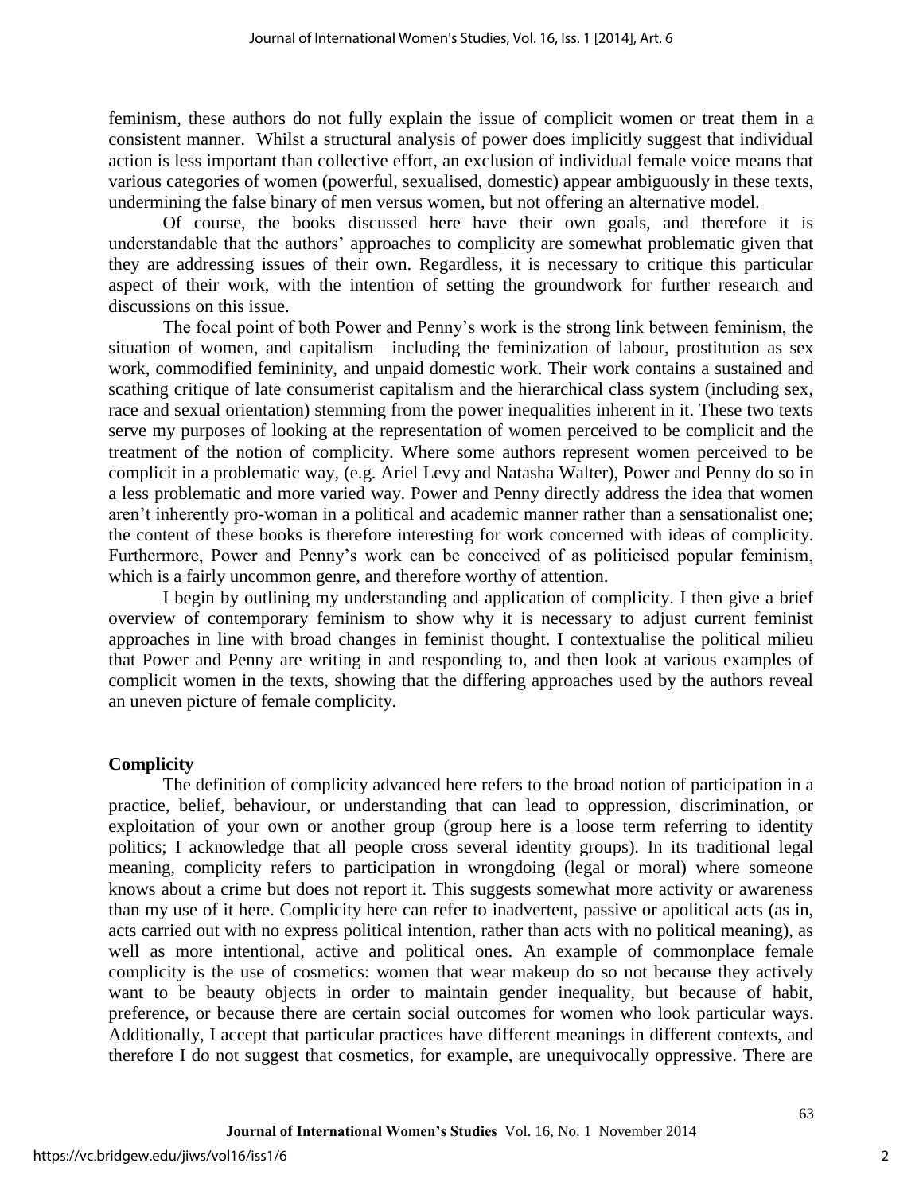feminism, these authors do not fully explain the issue of complicit women or treat them in a consistent manner. Whilst a structural analysis of power does implicitly suggest that individual action is less important than collective effort, an exclusion of individual female voice means that various categories of women (powerful, sexualised, domestic) appear ambiguously in these texts, undermining the false binary of men versus women, but not offering an alternative model.

Of course, the books discussed here have their own goals, and therefore it is understandable that the authors' approaches to complicity are somewhat problematic given that they are addressing issues of their own. Regardless, it is necessary to critique this particular aspect of their work, with the intention of setting the groundwork for further research and discussions on this issue.

The focal point of both Power and Penny's work is the strong link between feminism, the situation of women, and capitalism—including the feminization of labour, prostitution as sex work, commodified femininity, and unpaid domestic work. Their work contains a sustained and scathing critique of late consumerist capitalism and the hierarchical class system (including sex, race and sexual orientation) stemming from the power inequalities inherent in it. These two texts serve my purposes of looking at the representation of women perceived to be complicit and the treatment of the notion of complicity. Where some authors represent women perceived to be complicit in a problematic way, (e.g. Ariel Levy and Natasha Walter), Power and Penny do so in a less problematic and more varied way. Power and Penny directly address the idea that women aren't inherently pro-woman in a political and academic manner rather than a sensationalist one; the content of these books is therefore interesting for work concerned with ideas of complicity. Furthermore, Power and Penny's work can be conceived of as politicised popular feminism, which is a fairly uncommon genre, and therefore worthy of attention.

I begin by outlining my understanding and application of complicity. I then give a brief overview of contemporary feminism to show why it is necessary to adjust current feminist approaches in line with broad changes in feminist thought. I contextualise the political milieu that Power and Penny are writing in and responding to, and then look at various examples of complicit women in the texts, showing that the differing approaches used by the authors reveal an uneven picture of female complicity.

## Complicity

The definition of complicity advanced here refers to the broad notion of participation in a practice, belief, behaviour, or understanding that can lead to oppression, discrimination, or exploitation of your own or another group (group here is a loose term referring to identity politics; I acknowledge that all people cross several identity groups). In its traditional legal meaning, complicity refers to participation in wrongdoing (legal or moral) where someone knows about a crime but does not report it. This suggests somewhat more activity or awareness than my use of it here. Complicity here can refer to inadvertent, passive or apolitical acts (as in, acts carried out with no express political intention, rather than acts with no political meaning), as well as more intentional, active and political ones. An example of commonplace female complicity is the use of cosmetics: women that wear makeup do so not because they actively want to be beauty objects in order to maintain gender inequality, but because of habit, preference, or because there are certain social outcomes for women who look particular ways. Additionally, I accept that particular practices have different meanings in different contexts, and therefore I do not suggest that cosmetics, for example, are unequivocally oppressive. There are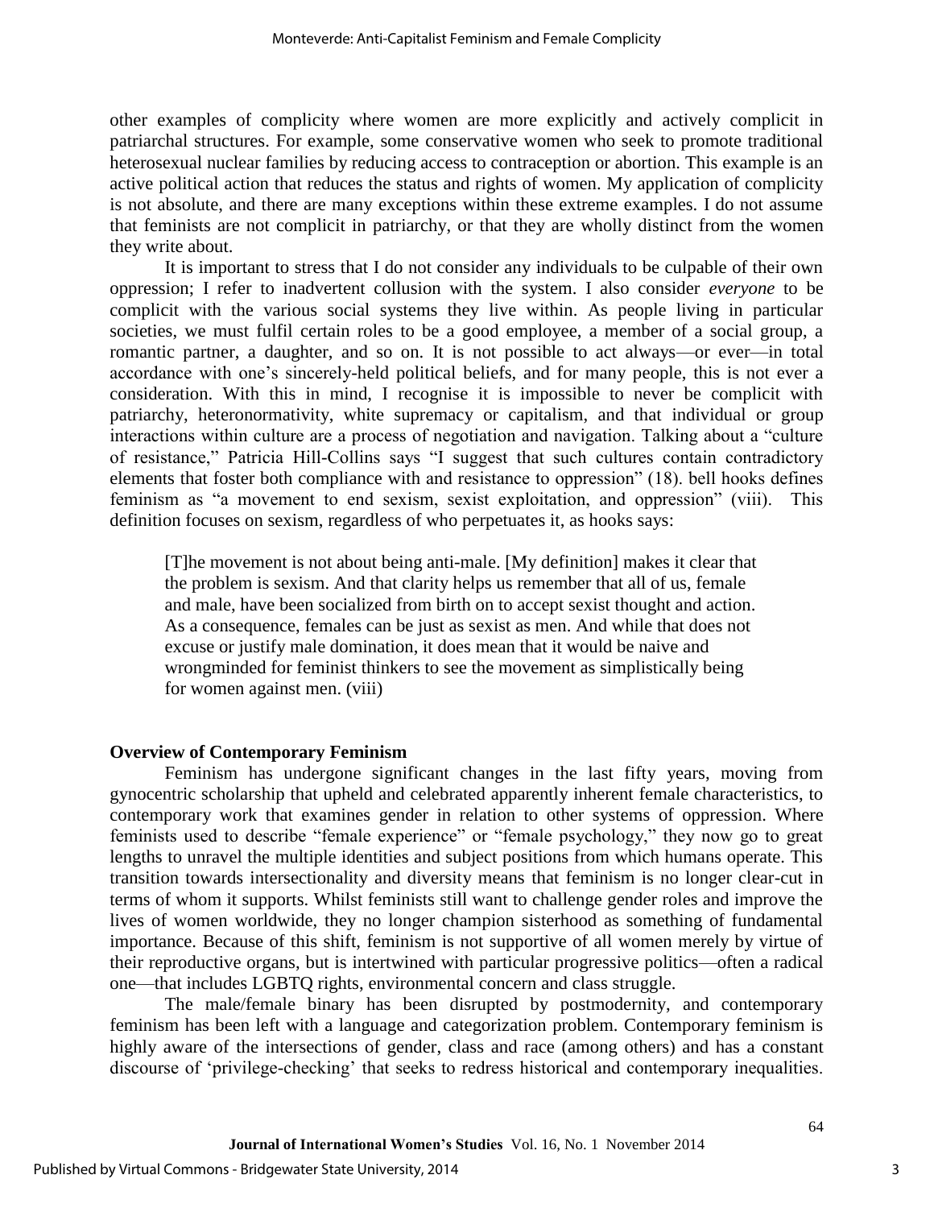other examples of complicity where women are more explicitly and actively complicit in patriarchal structures. For example, some conservative women who seek to promote traditional heterosexual nuclear families by reducing access to contraception or abortion. This example is an active political action that reduces the status and rights of women. My application of complicity is not absolute, and there are many exceptions within these extreme examples. I do not assume that feminists are not complicit in patriarchy, or that they are wholly distinct from the women they write about.

It is important to stress that I do not consider any individuals to be culpable of their own oppression; I refer to inadvertent collusion with the system. I also consider *everyone* to be complicit with the various social systems they live within. As people living in particular societies, we must fulfil certain roles to be a good employee, a member of a social group, a romantic partner, a daughter, and so on. It is not possible to act always—or ever—in total accordance with one's sincerely-held political beliefs, and for many people, this is not ever a consideration. With this in mind, I recognise it is impossible to never be complicit with patriarchy, heteronormativity, white supremacy or capitalism, and that individual or group interactions within culture are a process of negotiation and navigation. Talking about a "culture of resistance," Patricia Hill-Collins says "I suggest that such cultures contain contradictory elements that foster both compliance with and resistance to oppression" (18). bell hooks defines feminism as "a movement to end sexism, sexist exploitation, and oppression" (viii). This definition focuses on sexism, regardless of who perpetuates it, as hooks says:

> [T]he movement is not about being anti-male. [My definition] makes it clear that the problem is sexism. And that clarity helps us remember that all of us, female and male, have been socialized from birth on to accept sexist thought and action. As a consequence, females can be just as sexist as men. And while that does not excuse or justify male domination, it does mean that it would be naive and wrongminded for feminist thinkers to see the movement as simplistically being for women against men. (viii)

**Overview of Contemporary Feminism**

Feminism has undergone significant changes in the last fifty years, moving from gynocentric scholarship that upheld and celebrated apparently inherent female characteristics, to contemporary work that examines gender in relation to other systems of oppression. Where feminists used to describe "female experience" or "female psychology," they now go to great lengths to unravel the multiple identities and subject positions from which humans operate. This transition towards intersectionality and diversity means that feminism is no longer clear-cut in terms of whom it supports. Whilst feminists still want to challenge gender roles and improve the lives of women worldwide, they no longer champion sisterhood as something of fundamental importance. Because of this shift, feminism is not supportive of all women merely by virtue of their reproductive organs, but is intertwined with particular progressive politics—often a radical one—that includes LGBTQ rights, environmental concern and class struggle.

The male/female binary has been disrupted by postmodernity, and contemporary feminism has been left with a language and categorization problem. Contemporary feminism is highly aware of the intersections of gender, class and race (among others) and has a constant discourse of 'privilege-checking' that seeks to redress historical and contemporary inequalities.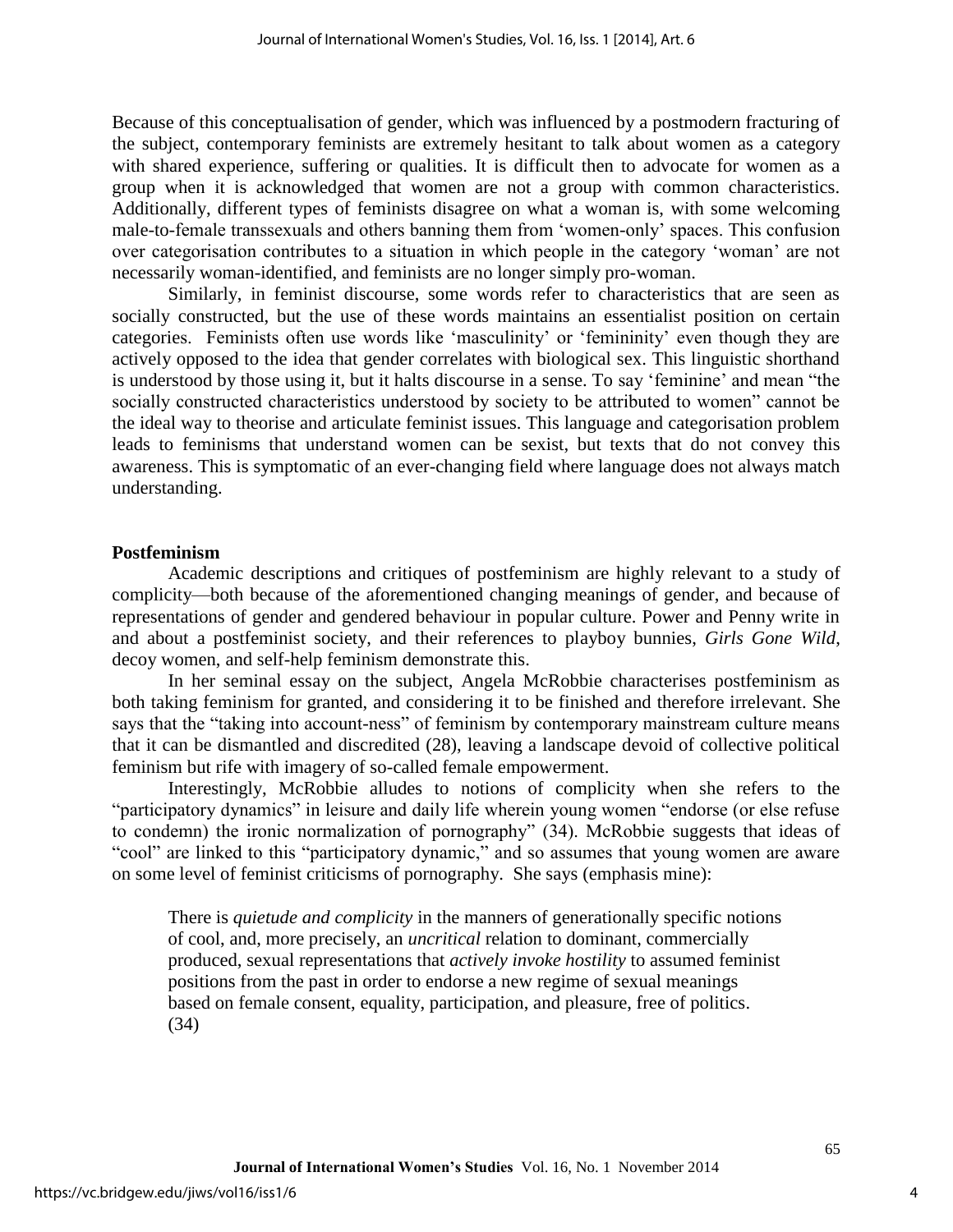Because of this conceptualisation of gender, which was influenced by a postmodern fracturing of the subject, contemporary feminists are extremely hesitant to talk about women as a category with shared experience, suffering or qualities. It is difficult then to advocate for women as a group when it is acknowledged that women are not a group with common characteristics. Additionally, different types of feminists disagree on what a woman is, with some welcoming male-to-female transsexuals and others banning them from 'women-only' spaces. This confusion over categorisation contributes to a situation in which people in the category 'woman' are not necessarily woman-identified, and feminists are no longer simply pro-woman.

Similarly, in feminist discourse, some words refer to characteristics that are seen as socially constructed, but the use of these words maintains an essentialist position on certain categories. Feminists often use words like 'masculinity' or 'femininity' even though they are actively opposed to the idea that gender correlates with biological sex. This linguistic shorthand is understood by those using it, but it halts discourse in a sense. To say 'feminine' and mean "the socially constructed characteristics understood by society to be attributed to women" cannot be the ideal way to theorise and articulate feminist issues. This language and categorisation problem leads to feminisms that understand women can be sexist, but texts that do not convey this awareness. This is symptomatic of an ever-changing field where language does not always match understanding.

## Postfeminism

Academic descriptions and critiques of postfeminism are highly relevant to a study of complicity—both because of the aforementioned changing meanings of gender, and because of representations of gender and gendered behaviour in popular culture. Power and Penny write in and about a postfeminist society, and their references to playboy bunnies, *Girls Gone Wild*, decoy women, and self-help feminism demonstrate this.

In her seminal essay on the subject, Angela McRobbie characterises postfeminism as both taking feminism for granted, and considering it to be finished and therefore irrelevant. She says that the "taking into account-ness" of feminism by contemporary mainstream culture means that it can be dismantled and discredited (28), leaving a landscape devoid of collective political feminism but rife with imagery of so-called female empowerment.

Interestingly, McRobbie alludes to notions of complicity when she refers to the "participatory dynamics" in leisure and daily life wherein young women "endorse (or else refuse to condemn) the ironic normalization of pornography" (34). McRobbie suggests that ideas of "cool" are linked to this "participatory dynamic," and so assumes that young women are aware on some level of feminist criticisms of pornography. She says (emphasis mine):

> There is *quietude and complicity* in the manners of generationally specific notions of cool, and, more precisely, an *uncritical* relation to dominant, commercially produced, sexual representations that *actively invoke hostility* to assumed feminist positions from the past in order to endorse a new regime of sexual meanings based on female consent, equality, participation, and pleasure, free of politics. (34)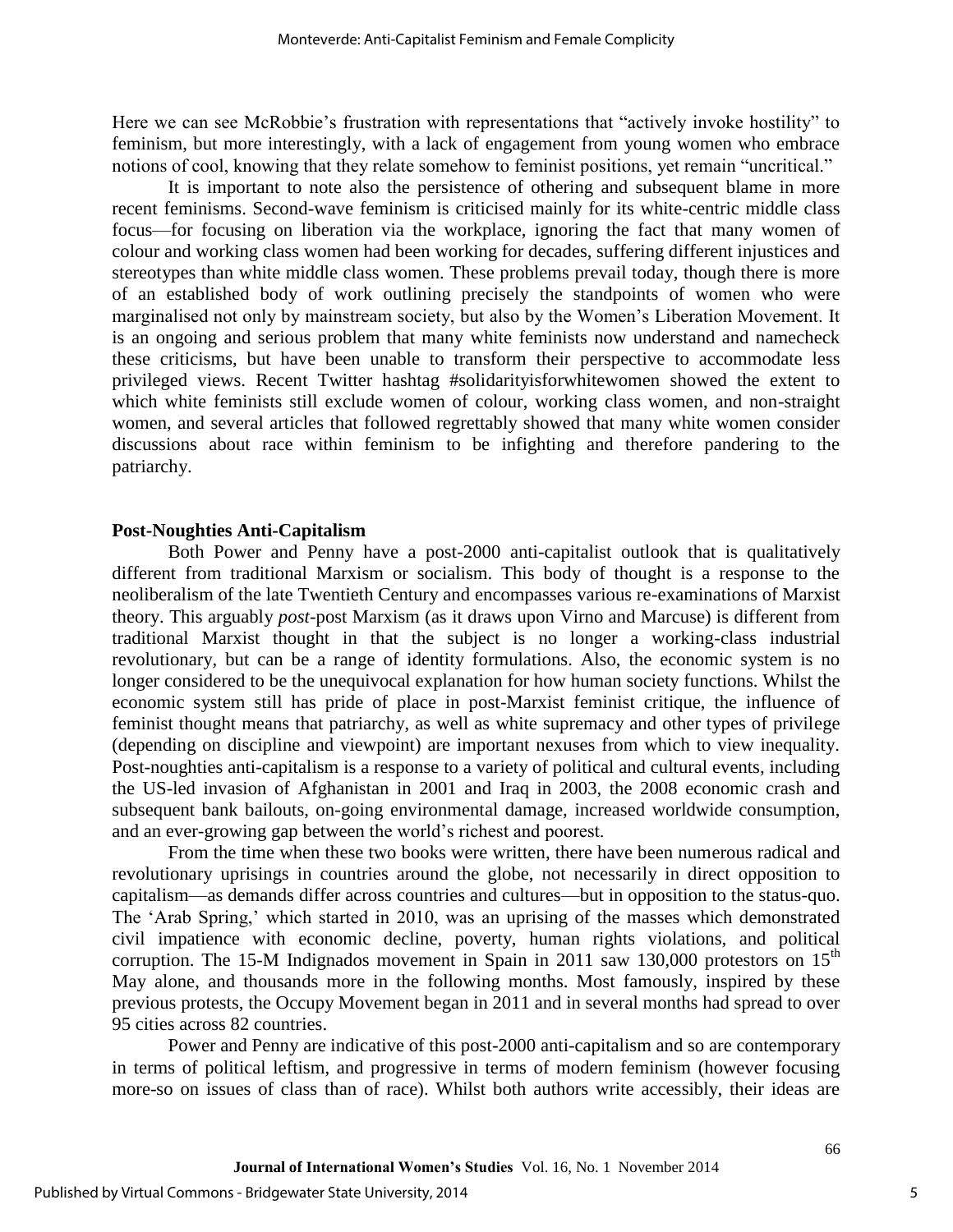Here we can see McRobbie's frustration with representations that "actively invoke hostility" to feminism, but more interestingly, with a lack of engagement from young women who embrace notions of cool, knowing that they relate somehow to feminist positions, yet remain "uncritical."

It is important to note also the persistence of othering and subsequent blame in more recent feminisms. Second-wave feminism is criticised mainly for its white-centric middle class focus—for focusing on liberation via the workplace, ignoring the fact that many women of colour and working class women had been working for decades, suffering different injustices and stereotypes than white middle class women. These problems prevail today, though there is more of an established body of work outlining precisely the standpoints of women who were marginalised not only by mainstream society, but also by the Women's Liberation Movement. It is an ongoing and serious problem that many white feminists now understand and namecheck these criticisms, but have been unable to transform their perspective to accommodate less privileged views. Recent Twitter hashtag #solidarityisforwhitewomen showed the extent to which white feminists still exclude women of colour, working class women, and non-straight women, and several articles that followed regrettably showed that many white women consider discussions about race within feminism to be infighting and therefore pandering to the patriarchy.

**Post-Noughties Anti-Capitalism**

Both Power and Penny have a post-2000 anti-capitalist outlook that is qualitatively different from traditional Marxism or socialism. This body of thought is a response to the neoliberalism of the late Twentieth Century and encompasses various re-examinations of Marxist theory. This arguably *post*-post Marxism (as it draws upon Virno and Marcuse) is different from traditional Marxist thought in that the subject is no longer a working-class industrial revolutionary, but can be a range of identity formulations. Also, the economic system is no longer considered to be the unequivocal explanation for how human society functions. Whilst the economic system still has pride of place in post-Marxist feminist critique, the influence of feminist thought means that patriarchy, as well as white supremacy and other types of privilege (depending on discipline and viewpoint) are important nexuses from which to view inequality. Post-noughties anti-capitalism is a response to a variety of political and cultural events, including the US-led invasion of Afghanistan in 2001 and Iraq in 2003, the 2008 economic crash and subsequent bank bailouts, on-going environmental damage, increased worldwide consumption, and an ever-growing gap between the world's richest and poorest.

From the time when these two books were written, there have been numerous radical and revolutionary uprisings in countries around the globe, not necessarily in direct opposition to capitalism—as demands differ across countries and cultures—but in opposition to the status-quo. The 'Arab Spring,' which started in 2010, was an uprising of the masses which demonstrated civil impatience with economic decline, poverty, human rights violations, and political corruption. The 15-M Indignados movement in Spain in 2011 saw 130,000 protestors on 15th May alone, and thousands more in the following months. Most famously, inspired by these previous protests, the Occupy Movement began in 2011 and in several months had spread to over 95 cities across 82 countries.

Power and Penny are indicative of this post-2000 anti-capitalism and so are contemporary in terms of political leftism, and progressive in terms of modern feminism (however focusing more-so on issues of class than of race). Whilst both authors write accessibly, their ideas are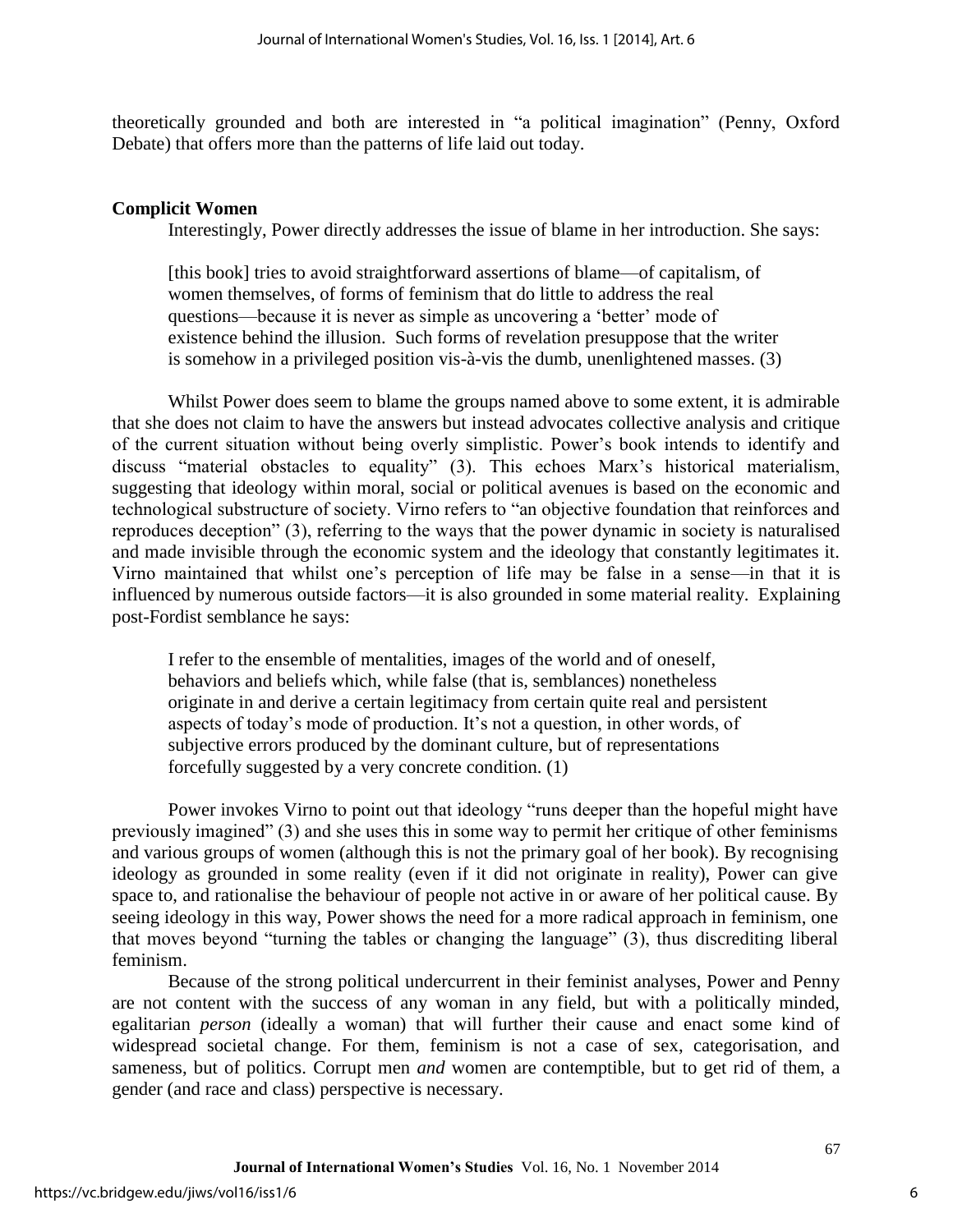theoretically grounded and both are interested in "a political imagination" (Penny, Oxford Debate) that offers more than the patterns of life laid out today.

### Complicit Women

Interestingly, Power directly addresses the issue of blame in her introduction. She says:

> [this book] tries to avoid straightforward assertions of blame—of capitalism, of women themselves, of forms of feminism that do little to address the real questions—because it is never as simple as uncovering a 'better' mode of existence behind the illusion. Such forms of revelation presuppose that the writer is somehow in a privileged position vis-à-vis the dumb, unenlightened masses. (3)

Whilst Power does seem to blame the groups named above to some extent, it is admirable that she does not claim to have the answers but instead advocates collective analysis and critique of the current situation without being overly simplistic. Power's book intends to identify and discuss "material obstacles to equality" (3). This echoes Marx's historical materialism, suggesting that ideology within moral, social or political avenues is based on the economic and technological substructure of society. Virno refers to "an objective foundation that reinforces and reproduces deception" (3), referring to the ways that the power dynamic in society is naturalised and made invisible through the economic system and the ideology that constantly legitimates it. Virno maintained that whilst one's perception of life may be false in a sense—in that it is influenced by numerous outside factors—it is also grounded in some material reality. Explaining post-Fordist semblance he says:

> I refer to the ensemble of mentalities, images of the world and of oneself, behaviors and beliefs which, while false (that is, semblances) nonetheless originate in and derive a certain legitimacy from certain quite real and persistent aspects of today's mode of production. It's not a question, in other words, of subjective errors produced by the dominant culture, but of representations forcefully suggested by a very concrete condition. (1)

Power invokes Virno to point out that ideology "runs deeper than the hopeful might have previously imagined" (3) and she uses this in some way to permit her critique of other feminisms and various groups of women (although this is not the primary goal of her book). By recognising ideology as grounded in some reality (even if it did not originate in reality), Power can give space to, and rationalise the behaviour of people not active in or aware of her political cause. By seeing ideology in this way, Power shows the need for a more radical approach in feminism, one that moves beyond "turning the tables or changing the language" (3), thus discrediting liberal feminism.

Because of the strong political undercurrent in their feminist analyses, Power and Penny are not content with the success of any woman in any field, but with a politically minded, egalitarian *person* (ideally a woman) that will further their cause and enact some kind of widespread societal change. For them, feminism is not a case of sex, categorisation, and sameness, but of politics. Corrupt men *and* women are contemptible, but to get rid of them, a gender (and race and class) perspective is necessary.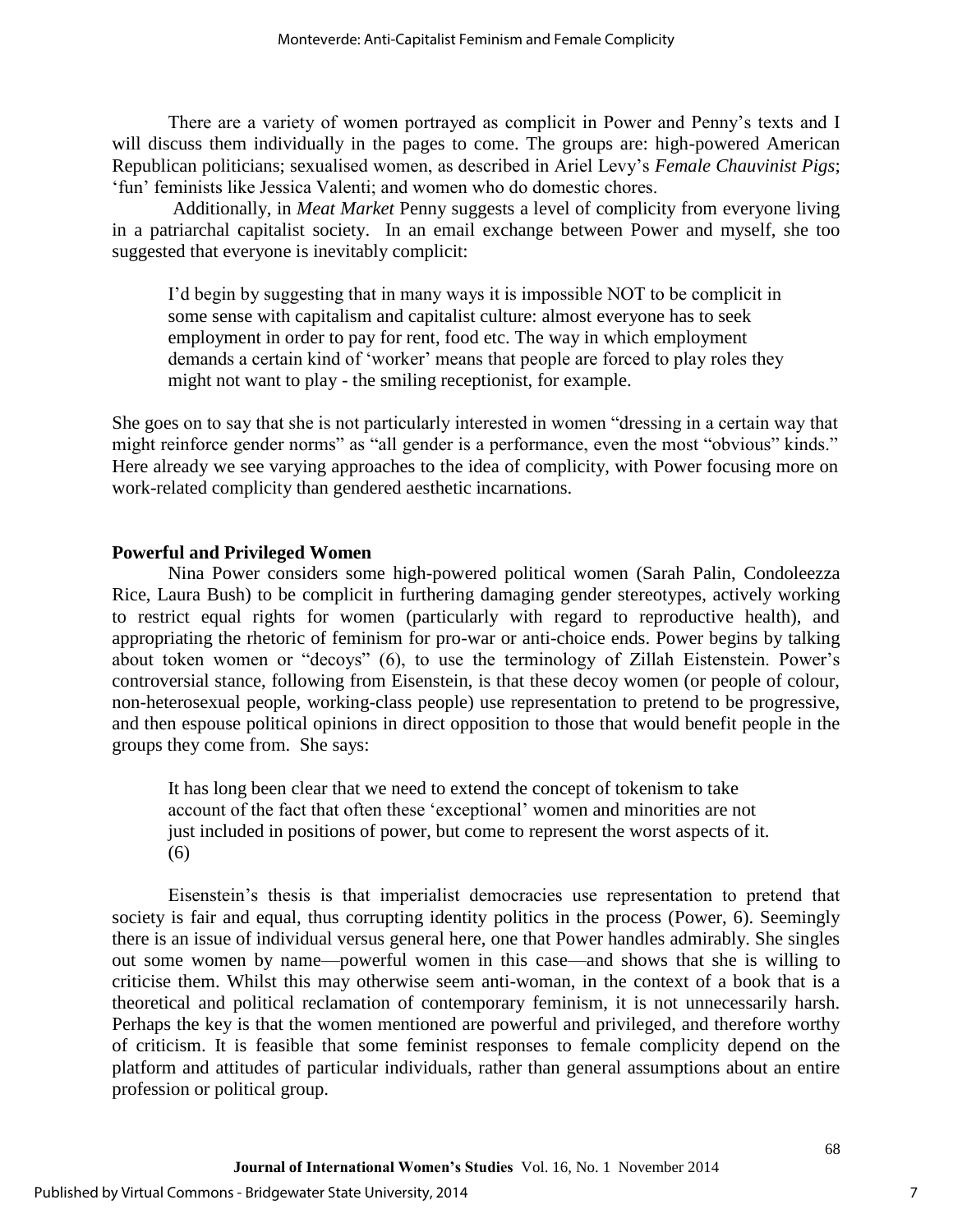There are a variety of women portrayed as complicit in Power and Penny's texts and I will discuss them individually in the pages to come. The groups are: high-powered American Republican politicians; sexualised women, as described in Ariel Levy's *Female Chauvinist Pigs*; 'fun' feminists like Jessica Valenti; and women who do domestic chores.

Additionally, in *Meat Market* Penny suggests a level of complicity from everyone living in a patriarchal capitalist society. In an email exchange between Power and myself, she too suggested that everyone is inevitably complicit:

> I'd begin by suggesting that in many ways it is impossible NOT to be complicit in some sense with capitalism and capitalist culture: almost everyone has to seek employment in order to pay for rent, food etc. The way in which employment demands a certain kind of 'worker' means that people are forced to play roles they might not want to play - the smiling receptionist, for example.

She goes on to say that she is not particularly interested in women "dressing in a certain way that might reinforce gender norms" as "all gender is a performance, even the most "obvious" kinds." Here already we see varying approaches to the idea of complicity, with Power focusing more on work-related complicity than gendered aesthetic incarnations.

## Powerful and Privileged Women

Nina Power considers some high-powered political women (Sarah Palin, Condoleezza Rice, Laura Bush) to be complicit in furthering damaging gender stereotypes, actively working to restrict equal rights for women (particularly with regard to reproductive health), and appropriating the rhetoric of feminism for pro-war or anti-choice ends. Power begins by talking about token women or "decoys" (6), to use the terminology of Zillah Eistenstein. Power's controversial stance, following from Eisenstein, is that these decoy women (or people of colour, non-heterosexual people, working-class people) use representation to pretend to be progressive, and then espouse political opinions in direct opposition to those that would benefit people in the groups they come from. She says:

> It has long been clear that we need to extend the concept of tokenism to take account of the fact that often these 'exceptional' women and minorities are not just included in positions of power, but come to represent the worst aspects of it. (6)

Eisenstein's thesis is that imperialist democracies use representation to pretend that society is fair and equal, thus corrupting identity politics in the process (Power, 6). Seemingly there is an issue of individual versus general here, one that Power handles admirably. She singles out some women by name—powerful women in this case—and shows that she is willing to criticise them. Whilst this may otherwise seem anti-woman, in the context of a book that is a theoretical and political reclamation of contemporary feminism, it is not unnecessarily harsh. Perhaps the key is that the women mentioned are powerful and privileged, and therefore worthy of criticism. It is feasible that some feminist responses to female complicity depend on the platform and attitudes of particular individuals, rather than general assumptions about an entire profession or political group.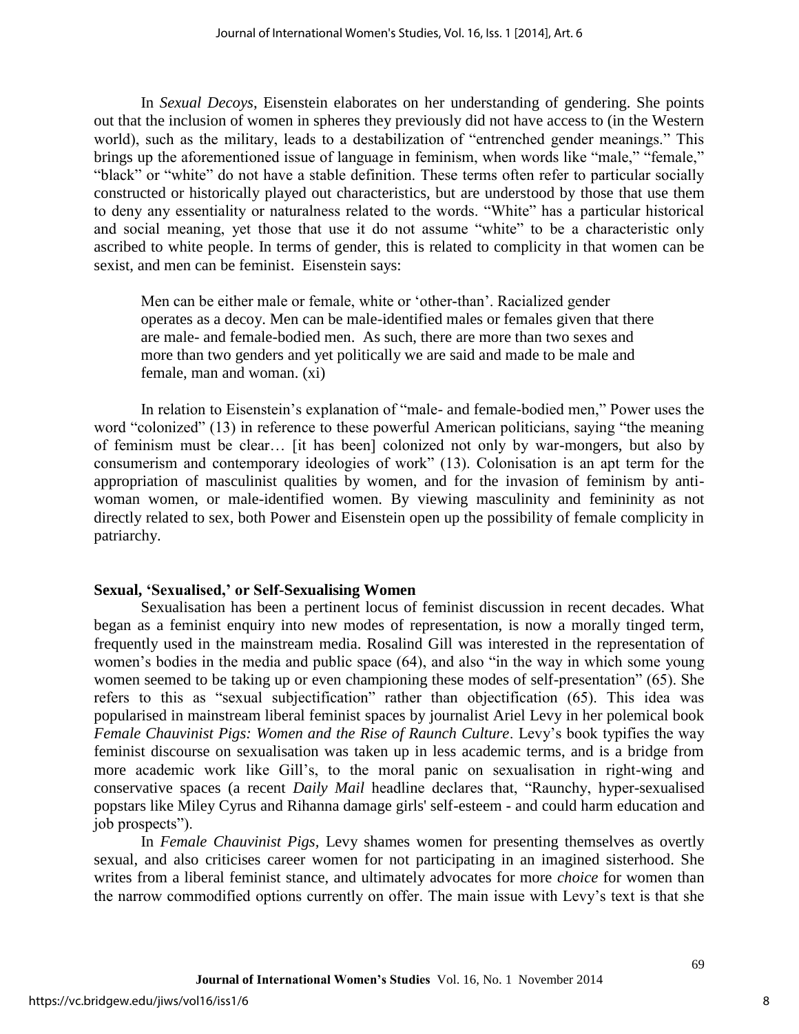In *Sexual Decoys*, Eisenstein elaborates on her understanding of gendering. She points out that the inclusion of women in spheres they previously did not have access to (in the Western world), such as the military, leads to a destabilization of "entrenched gender meanings." This brings up the aforementioned issue of language in feminism, when words like "male," "female," "black" or "white" do not have a stable definition. These terms often refer to particular socially constructed or historically played out characteristics, but are understood by those that use them to deny any essentiality or naturalness related to the words. "White" has a particular historical and social meaning, yet those that use it do not assume "white" to be a characteristic only ascribed to white people. In terms of gender, this is related to complicity in that women can be sexist, and men can be feminist. Eisenstein says:

> Men can be either male or female, white or 'other-than'. Racialized gender operates as a decoy. Men can be male-identified males or females given that there are male- and female-bodied men. As such, there are more than two sexes and more than two genders and yet politically we are said and made to be male and female, man and woman. (xi)

In relation to Eisenstein's explanation of "male- and female-bodied men," Power uses the word "colonized" (13) in reference to these powerful American politicians, saying "the meaning of feminism must be clear… [it has been] colonized not only by war-mongers, but also by consumerism and contemporary ideologies of work" (13). Colonisation is an apt term for the appropriation of masculinist qualities by women, and for the invasion of feminism by anti-woman women, or male-identified women. By viewing masculinity and femininity as not directly related to sex, both Power and Eisenstein open up the possibility of female complicity in patriarchy.

**Sexual, 'Sexualised,' or Self-Sexualising Women**

Sexualisation has been a pertinent locus of feminist discussion in recent decades. What began as a feminist enquiry into new modes of representation, is now a morally tinged term, frequently used in the mainstream media. Rosalind Gill was interested in the representation of women's bodies in the media and public space (64), and also "in the way in which some young women seemed to be taking up or even championing these modes of self-presentation" (65). She refers to this as "sexual subjectification" rather than objectification (65). This idea was popularised in mainstream liberal feminist spaces by journalist Ariel Levy in her polemical book *Female Chauvinist Pigs: Women and the Rise of Raunch Culture*. Levy's book typifies the way feminist discourse on sexualisation was taken up in less academic terms, and is a bridge from more academic work like Gill's, to the moral panic on sexualisation in right-wing and conservative spaces (a recent *Daily Mail* headline declares that, "Raunchy, hyper-sexualised popstars like Miley Cyrus and Rihanna damage girls' self-esteem - and could harm education and job prospects").

In *Female Chauvinist Pigs,* Levy shames women for presenting themselves as overtly sexual, and also criticises career women for not participating in an imagined sisterhood. She writes from a liberal feminist stance, and ultimately advocates for more *choice* for women than the narrow commodified options currently on offer. The main issue with Levy's text is that she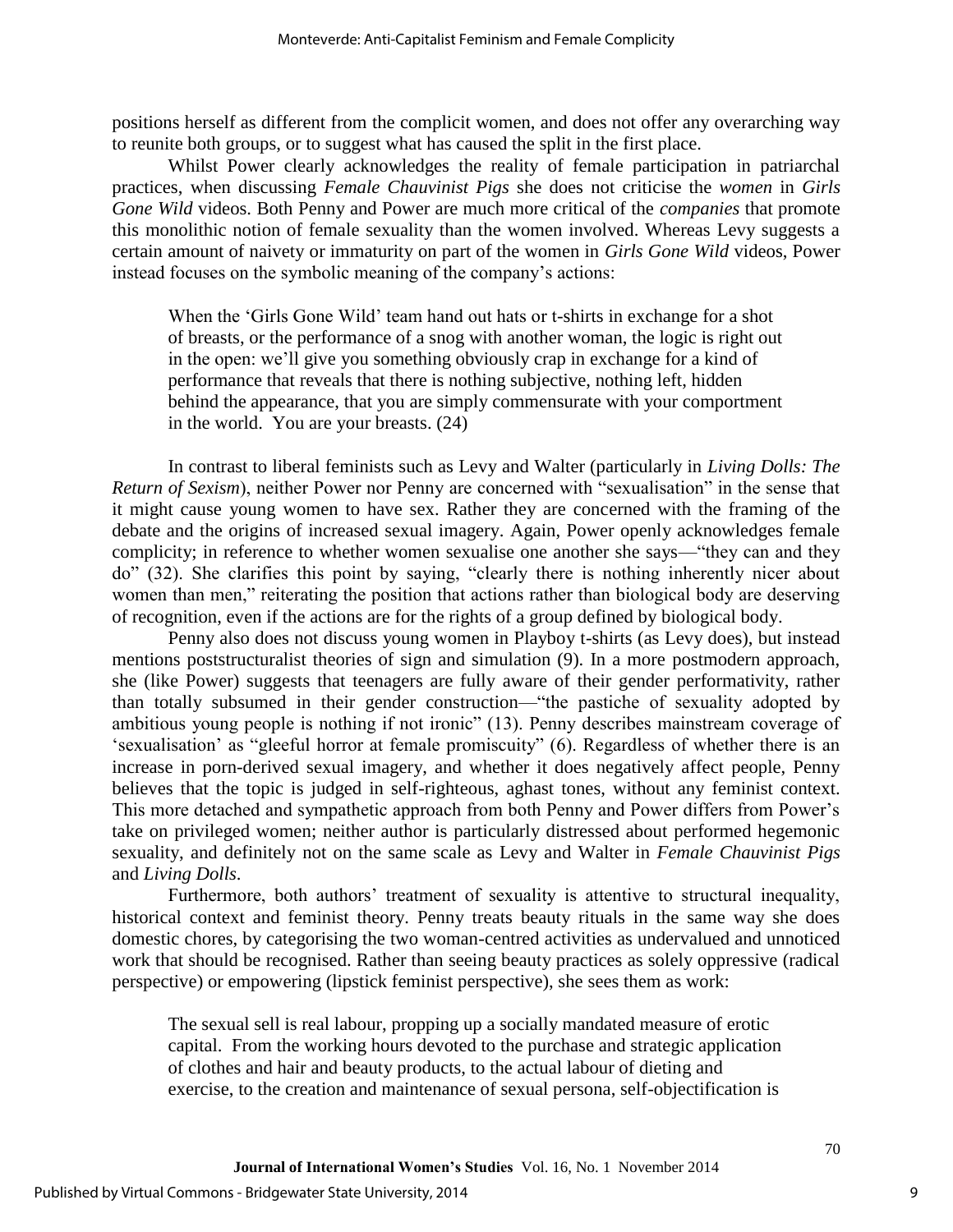positions herself as different from the complicit women, and does not offer any overarching way to reunite both groups, or to suggest what has caused the split in the first place.

Whilst Power clearly acknowledges the reality of female participation in patriarchal practices, when discussing *Female Chauvinist Pigs* she does not criticise the *women* in *Girls Gone Wild* videos. Both Penny and Power are much more critical of the *companies* that promote this monolithic notion of female sexuality than the women involved. Whereas Levy suggests a certain amount of naivety or immaturity on part of the women in *Girls Gone Wild* videos, Power instead focuses on the symbolic meaning of the company's actions:

> When the 'Girls Gone Wild' team hand out hats or t-shirts in exchange for a shot of breasts, or the performance of a snog with another woman, the logic is right out in the open: we'll give you something obviously crap in exchange for a kind of performance that reveals that there is nothing subjective, nothing left, hidden behind the appearance, that you are simply commensurate with your comportment in the world. You are your breasts. (24)

In contrast to liberal feminists such as Levy and Walter (particularly in *Living Dolls: The Return of Sexism*), neither Power nor Penny are concerned with "sexualisation" in the sense that it might cause young women to have sex. Rather they are concerned with the framing of the debate and the origins of increased sexual imagery. Again, Power openly acknowledges female complicity; in reference to whether women sexualise one another she says—"they can and they do" (32). She clarifies this point by saying, "clearly there is nothing inherently nicer about women than men," reiterating the position that actions rather than biological body are deserving of recognition, even if the actions are for the rights of a group defined by biological body.

Penny also does not discuss young women in Playboy t-shirts (as Levy does), but instead mentions poststructuralist theories of sign and simulation (9). In a more postmodern approach, she (like Power) suggests that teenagers are fully aware of their gender performativity, rather than totally subsumed in their gender construction—"the pastiche of sexuality adopted by ambitious young people is nothing if not ironic" (13). Penny describes mainstream coverage of 'sexualisation' as "gleeful horror at female promiscuity" (6). Regardless of whether there is an increase in porn-derived sexual imagery, and whether it does negatively affect people, Penny believes that the topic is judged in self-righteous, aghast tones, without any feminist context. This more detached and sympathetic approach from both Penny and Power differs from Power's take on privileged women; neither author is particularly distressed about performed hegemonic sexuality, and definitely not on the same scale as Levy and Walter in *Female Chauvinist Pigs* and *Living Dolls*.

Furthermore, both authors' treatment of sexuality is attentive to structural inequality, historical context and feminist theory. Penny treats beauty rituals in the same way she does domestic chores, by categorising the two woman-centred activities as undervalued and unnoticed work that should be recognised. Rather than seeing beauty practices as solely oppressive (radical perspective) or empowering (lipstick feminist perspective), she sees them as work:

> The sexual sell is real labour, propping up a socially mandated measure of erotic capital. From the working hours devoted to the purchase and strategic application of clothes and hair and beauty products, to the actual labour of dieting and exercise, to the creation and maintenance of sexual persona, self-objectification is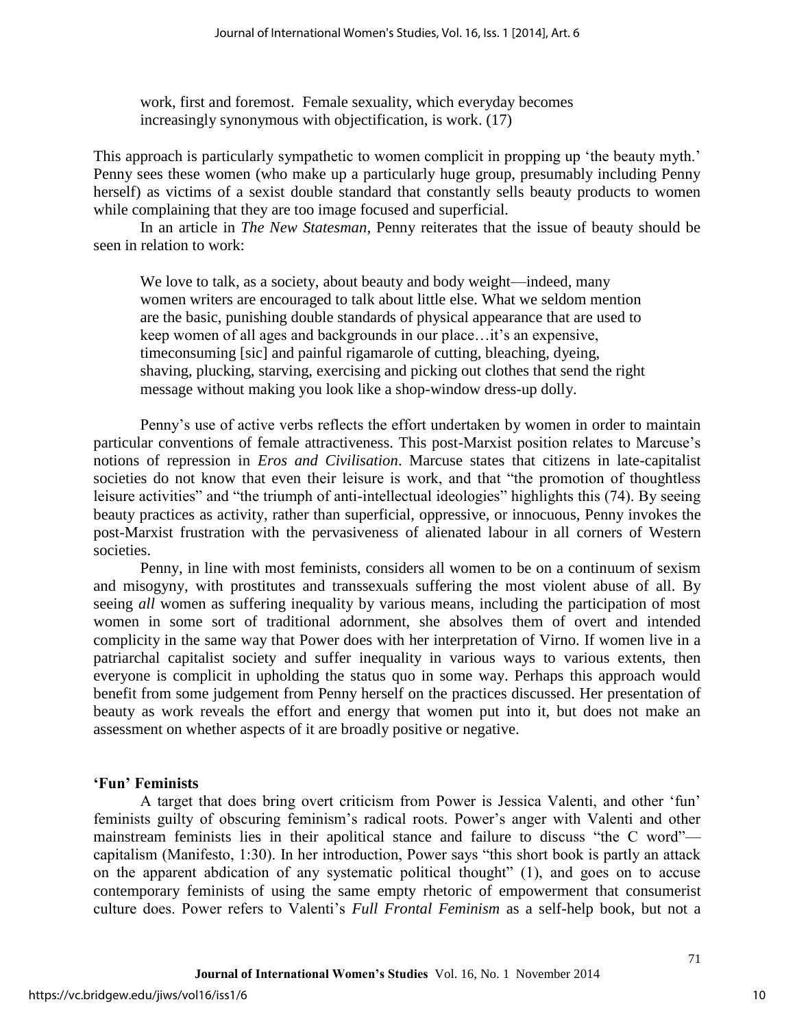> work, first and foremost. Female sexuality, which everyday becomes increasingly synonymous with objectification, is work. (17)

This approach is particularly sympathetic to women complicit in propping up 'the beauty myth.' Penny sees these women (who make up a particularly huge group, presumably including Penny herself) as victims of a sexist double standard that constantly sells beauty products to women while complaining that they are too image focused and superficial.

In an article in *The New Statesman*, Penny reiterates that the issue of beauty should be seen in relation to work:

> We love to talk, as a society, about beauty and body weight—indeed, many women writers are encouraged to talk about little else. What we seldom mention are the basic, punishing double standards of physical appearance that are used to keep women of all ages and backgrounds in our place…it's an expensive, timeconsuming [sic] and painful rigamarole of cutting, bleaching, dyeing, shaving, plucking, starving, exercising and picking out clothes that send the right message without making you look like a shop-window dress-up dolly.

Penny's use of active verbs reflects the effort undertaken by women in order to maintain particular conventions of female attractiveness. This post-Marxist position relates to Marcuse's notions of repression in *Eros and Civilisation*. Marcuse states that citizens in late-capitalist societies do not know that even their leisure is work, and that "the promotion of thoughtless leisure activities" and "the triumph of anti-intellectual ideologies" highlights this (74). By seeing beauty practices as activity, rather than superficial, oppressive, or innocuous, Penny invokes the post-Marxist frustration with the pervasiveness of alienated labour in all corners of Western societies.

Penny, in line with most feminists, considers all women to be on a continuum of sexism and misogyny, with prostitutes and transsexuals suffering the most violent abuse of all. By seeing *all* women as suffering inequality by various means, including the participation of most women in some sort of traditional adornment, she absolves them of overt and intended complicity in the same way that Power does with her interpretation of Virno. If women live in a patriarchal capitalist society and suffer inequality in various ways to various extents, then everyone is complicit in upholding the status quo in some way. Perhaps this approach would benefit from some judgement from Penny herself on the practices discussed. Her presentation of beauty as work reveals the effort and energy that women put into it, but does not make an assessment on whether aspects of it are broadly positive or negative.

## 'Fun' Feminists

A target that does bring overt criticism from Power is Jessica Valenti, and other 'fun' feminists guilty of obscuring feminism's radical roots. Power's anger with Valenti and other mainstream feminists lies in their apolitical stance and failure to discuss "the C word"—capitalism (Manifesto, 1:30). In her introduction, Power says "this short book is partly an attack on the apparent abdication of any systematic political thought" (1), and goes on to accuse contemporary feminists of using the same empty rhetoric of empowerment that consumerist culture does. Power refers to Valenti's *Full Frontal Feminism* as a self-help book, but not a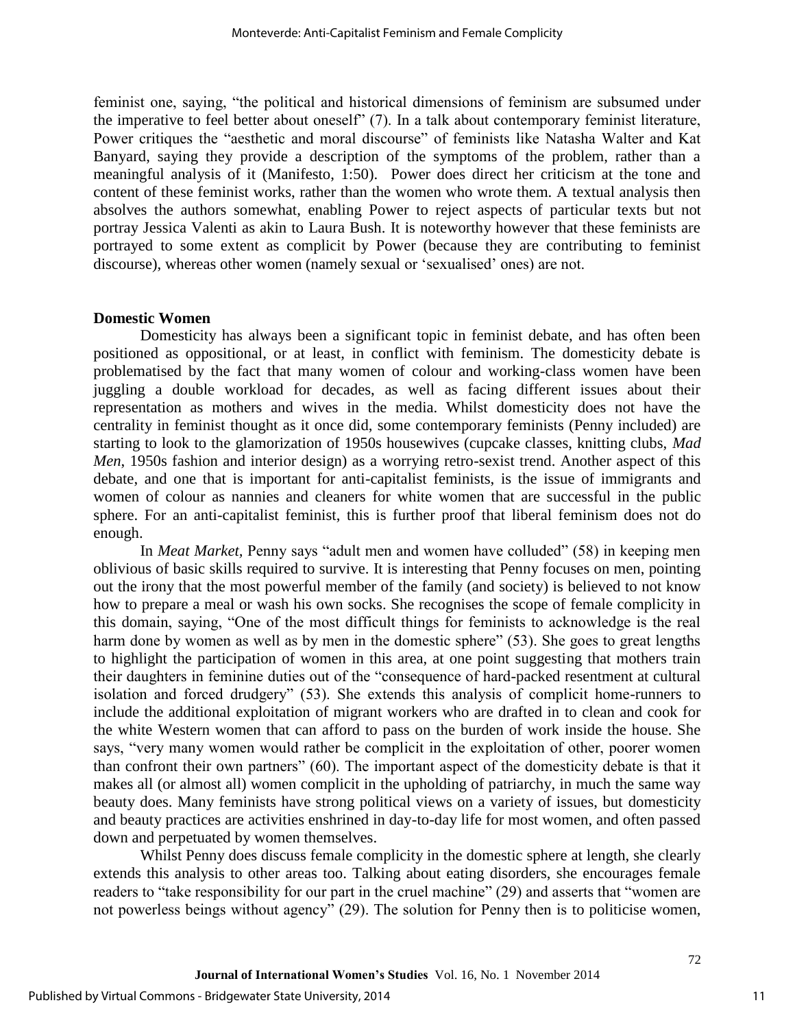feminist one, saying, "the political and historical dimensions of feminism are subsumed under the imperative to feel better about oneself" (7). In a talk about contemporary feminist literature, Power critiques the "aesthetic and moral discourse" of feminists like Natasha Walter and Kat Banyard, saying they provide a description of the symptoms of the problem, rather than a meaningful analysis of it (Manifesto, 1:50). Power does direct her criticism at the tone and content of these feminist works, rather than the women who wrote them. A textual analysis then absolves the authors somewhat, enabling Power to reject aspects of particular texts but not portray Jessica Valenti as akin to Laura Bush. It is noteworthy however that these feminists are portrayed to some extent as complicit by Power (because they are contributing to feminist discourse), whereas other women (namely sexual or 'sexualised' ones) are not.

## Domestic Women

Domesticity has always been a significant topic in feminist debate, and has often been positioned as oppositional, or at least, in conflict with feminism. The domesticity debate is problematised by the fact that many women of colour and working-class women have been juggling a double workload for decades, as well as facing different issues about their representation as mothers and wives in the media. Whilst domesticity does not have the centrality in feminist thought as it once did, some contemporary feminists (Penny included) are starting to look to the glamorization of 1950s housewives (cupcake classes, knitting clubs, *Mad Men*, 1950s fashion and interior design) as a worrying retro-sexist trend. Another aspect of this debate, and one that is important for anti-capitalist feminists, is the issue of immigrants and women of colour as nannies and cleaners for white women that are successful in the public sphere. For an anti-capitalist feminist, this is further proof that liberal feminism does not do enough.

In *Meat Market*, Penny says "adult men and women have colluded" (58) in keeping men oblivious of basic skills required to survive. It is interesting that Penny focuses on men, pointing out the irony that the most powerful member of the family (and society) is believed to not know how to prepare a meal or wash his own socks. She recognises the scope of female complicity in this domain, saying, "One of the most difficult things for feminists to acknowledge is the real harm done by women as well as by men in the domestic sphere" (53). She goes to great lengths to highlight the participation of women in this area, at one point suggesting that mothers train their daughters in feminine duties out of the "consequence of hard-packed resentment at cultural isolation and forced drudgery" (53). She extends this analysis of complicit home-runners to include the additional exploitation of migrant workers who are drafted in to clean and cook for the white Western women that can afford to pass on the burden of work inside the house. She says, "very many women would rather be complicit in the exploitation of other, poorer women than confront their own partners" (60). The important aspect of the domesticity debate is that it makes all (or almost all) women complicit in the upholding of patriarchy, in much the same way beauty does. Many feminists have strong political views on a variety of issues, but domesticity and beauty practices are activities enshrined in day-to-day life for most women, and often passed down and perpetuated by women themselves.

Whilst Penny does discuss female complicity in the domestic sphere at length, she clearly extends this analysis to other areas too. Talking about eating disorders, she encourages female readers to "take responsibility for our part in the cruel machine" (29) and asserts that "women are not powerless beings without agency" (29). The solution for Penny then is to politicise women,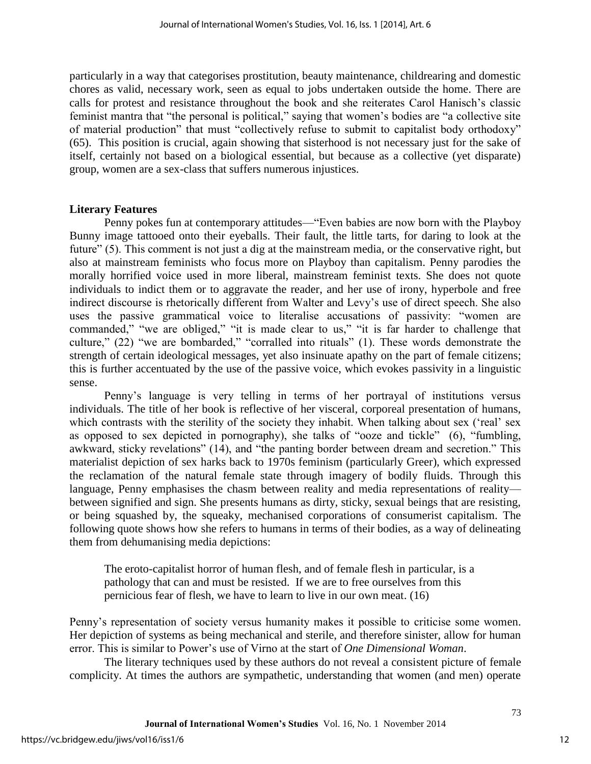particularly in a way that categorises prostitution, beauty maintenance, childrearing and domestic chores as valid, necessary work, seen as equal to jobs undertaken outside the home. There are calls for protest and resistance throughout the book and she reiterates Carol Hanisch's classic feminist mantra that "the personal is political," saying that women's bodies are "a collective site of material production" that must "collectively refuse to submit to capitalist body orthodoxy" (65). This position is crucial, again showing that sisterhood is not necessary just for the sake of itself, certainly not based on a biological essential, but because as a collective (yet disparate) group, women are a sex-class that suffers numerous injustices.

**Literary Features**

Penny pokes fun at contemporary attitudes—"Even babies are now born with the Playboy Bunny image tattooed onto their eyeballs. Their fault, the little tarts, for daring to look at the future" (5). This comment is not just a dig at the mainstream media, or the conservative right, but also at mainstream feminists who focus more on Playboy than capitalism. Penny parodies the morally horrified voice used in more liberal, mainstream feminist texts. She does not quote individuals to indict them or to aggravate the reader, and her use of irony, hyperbole and free indirect discourse is rhetorically different from Walter and Levy's use of direct speech. She also uses the passive grammatical voice to literalise accusations of passivity: "women are commanded," "we are obliged," "it is made clear to us," "it is far harder to challenge that culture," (22) "we are bombarded," "corralled into rituals" (1). These words demonstrate the strength of certain ideological messages, yet also insinuate apathy on the part of female citizens; this is further accentuated by the use of the passive voice, which evokes passivity in a linguistic sense.

Penny's language is very telling in terms of her portrayal of institutions versus individuals. The title of her book is reflective of her visceral, corporeal presentation of humans, which contrasts with the sterility of the society they inhabit. When talking about sex ('real' sex as opposed to sex depicted in pornography), she talks of "ooze and tickle" (6), "fumbling, awkward, sticky revelations" (14), and "the panting border between dream and secretion." This materialist depiction of sex harks back to 1970s feminism (particularly Greer), which expressed the reclamation of the natural female state through imagery of bodily fluids. Through this language, Penny emphasises the chasm between reality and media representations of reality—between signified and sign. She presents humans as dirty, sticky, sexual beings that are resisting, or being squashed by, the squeaky, mechanised corporations of consumerist capitalism. The following quote shows how she refers to humans in terms of their bodies, as a way of delineating them from dehumanising media depictions:

> The eroto-capitalist horror of human flesh, and of female flesh in particular, is a pathology that can and must be resisted. If we are to free ourselves from this pernicious fear of flesh, we have to learn to live in our own meat. (16)

Penny's representation of society versus humanity makes it possible to criticise some women. Her depiction of systems as being mechanical and sterile, and therefore sinister, allow for human error. This is similar to Power's use of Virno at the start of *One Dimensional Woman*.

The literary techniques used by these authors do not reveal a consistent picture of female complicity. At times the authors are sympathetic, understanding that women (and men) operate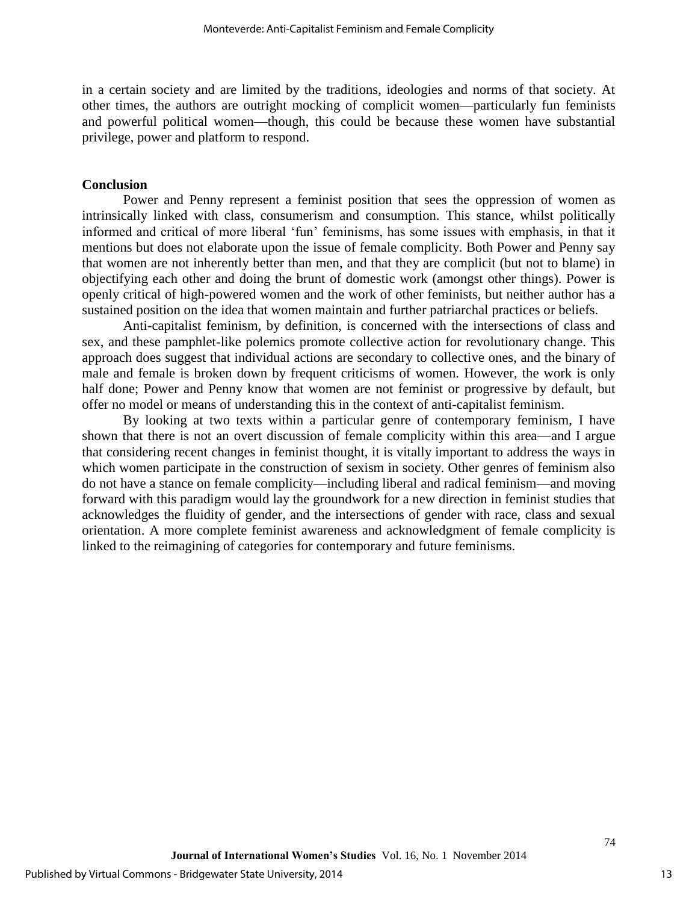in a certain society and are limited by the traditions, ideologies and norms of that society. At other times, the authors are outright mocking of complicit women—particularly fun feminists and powerful political women—though, this could be because these women have substantial privilege, power and platform to respond.

## Conclusion

Power and Penny represent a feminist position that sees the oppression of women as intrinsically linked with class, consumerism and consumption. This stance, whilst politically informed and critical of more liberal 'fun' feminisms, has some issues with emphasis, in that it mentions but does not elaborate upon the issue of female complicity. Both Power and Penny say that women are not inherently better than men, and that they are complicit (but not to blame) in objectifying each other and doing the brunt of domestic work (amongst other things). Power is openly critical of high-powered women and the work of other feminists, but neither author has a sustained position on the idea that women maintain and further patriarchal practices or beliefs.

Anti-capitalist feminism, by definition, is concerned with the intersections of class and sex, and these pamphlet-like polemics promote collective action for revolutionary change. This approach does suggest that individual actions are secondary to collective ones, and the binary of male and female is broken down by frequent criticisms of women. However, the work is only half done; Power and Penny know that women are not feminist or progressive by default, but offer no model or means of understanding this in the context of anti-capitalist feminism.

By looking at two texts within a particular genre of contemporary feminism, I have shown that there is not an overt discussion of female complicity within this area—and I argue that considering recent changes in feminist thought, it is vitally important to address the ways in which women participate in the construction of sexism in society. Other genres of feminism also do not have a stance on female complicity—including liberal and radical feminism—and moving forward with this paradigm would lay the groundwork for a new direction in feminist studies that acknowledges the fluidity of gender, and the intersections of gender with race, class and sexual orientation. A more complete feminist awareness and acknowledgment of female complicity is linked to the reimagining of categories for contemporary and future feminisms.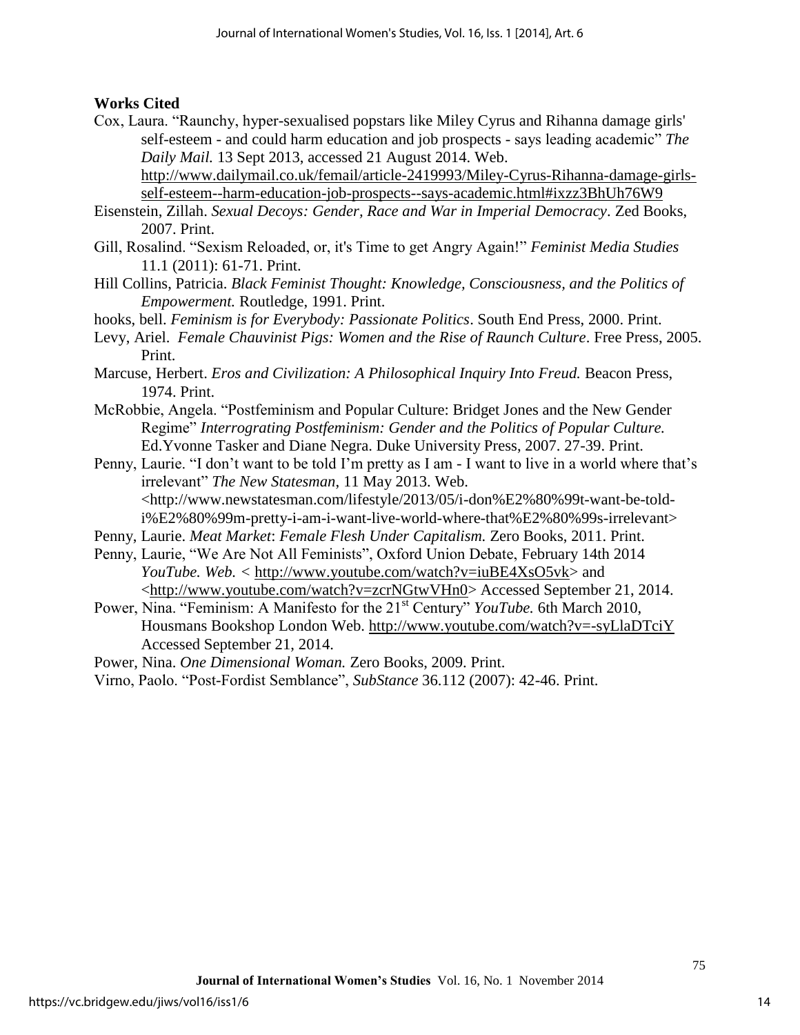**Works Cited**

Cox, Laura. "Raunchy, hyper-sexualised popstars like Miley Cyrus and Rihanna damage girls' self-esteem - and could harm education and job prospects - says leading academic" *The Daily Mail.* 13 Sept 2013, accessed 21 August 2014. Web. http://www.dailymail.co.uk/femail/article-2419993/Miley-Cyrus-Rihanna-damage-girls-self-esteem--harm-education-job-prospects--says-academic.html#ixzz3BhUh76W9

Eisenstein, Zillah. *Sexual Decoys: Gender, Race and War in Imperial Democracy*. Zed Books, 2007. Print.

Gill, Rosalind. "Sexism Reloaded, or, it's Time to get Angry Again!" *Feminist Media Studies* 11.1 (2011): 61-71. Print.

Hill Collins, Patricia. *Black Feminist Thought: Knowledge, Consciousness, and the Politics of Empowerment.* Routledge, 1991. Print.

hooks, bell. *Feminism is for Everybody: Passionate Politics*. South End Press, 2000. Print.

Levy, Ariel. *Female Chauvinist Pigs: Women and the Rise of Raunch Culture*. Free Press, 2005. Print.

Marcuse, Herbert. *Eros and Civilization: A Philosophical Inquiry Into Freud.* Beacon Press, 1974. Print.

McRobbie, Angela. "Postfeminism and Popular Culture: Bridget Jones and the New Gender Regime" *Interrograting Postfeminism: Gender and the Politics of Popular Culture.* Ed.Yvonne Tasker and Diane Negra. Duke University Press, 2007. 27-39. Print.

Penny, Laurie. "I don't want to be told I'm pretty as I am - I want to live in a world where that's irrelevant" *The New Statesman*, 11 May 2013. Web. <http://www.newstatesman.com/lifestyle/2013/05/i-don%E2%80%99t-want-be-told-i%E2%80%99m-pretty-i-am-i-want-live-world-where-that%E2%80%99s-irrelevant>

Penny, Laurie. *Meat Market*: *Female Flesh Under Capitalism.* Zero Books, 2011. Print.

Penny, Laurie, "We Are Not All Feminists", Oxford Union Debate, February 14th 2014 *YouTube. Web.* < http://www.youtube.com/watch?v=iuBE4XsO5vk> and <http://www.youtube.com/watch?v=zcrNGtwVHn0> Accessed September 21, 2014.

Power, Nina. "Feminism: A Manifesto for the 21st Century" *YouTube.* 6th March 2010, Housmans Bookshop London Web. http://www.youtube.com/watch?v=-syLlaDTciY Accessed September 21, 2014.

Power, Nina. *One Dimensional Woman.* Zero Books, 2009. Print.

Virno, Paolo. "Post-Fordist Semblance", *SubStance* 36.112 (2007): 42-46. Print.